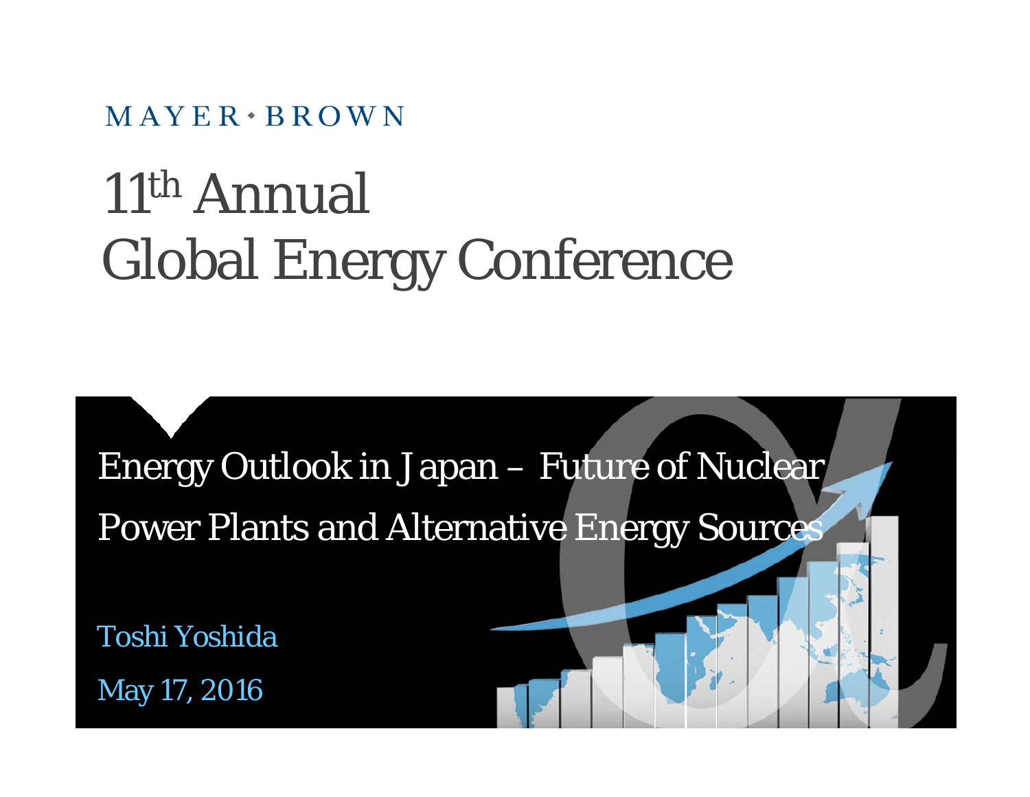MAYER • BROWN

# 11th Annual Global Energy Conference

## Energy Outlook in Japan – Future of Nuclear Power Plants and Alternative Energy Sources

Toshi Yoshida

May 17, 2016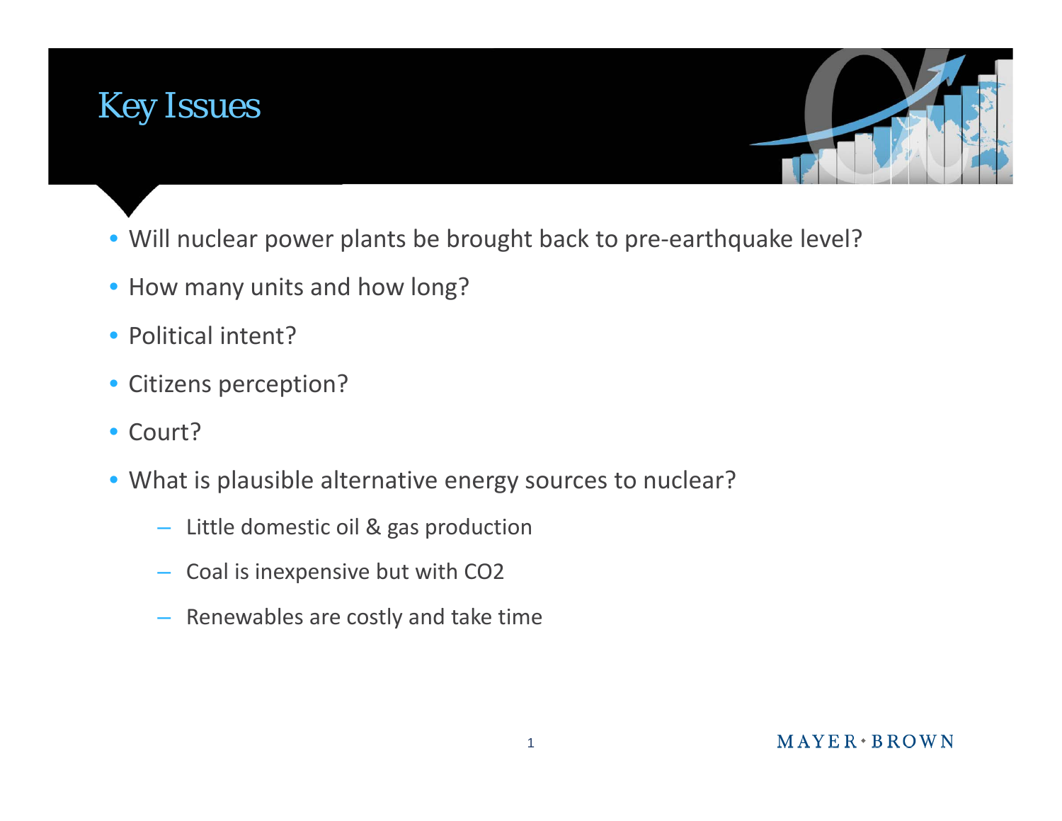# Key Issues

- Will nuclear power plants be brought back to pre-earthquake level?
- How many units and how long?
- Political intent?
- Citizens perception?
- Court?
- What is plausible alternative energy sources to nuclear?
  - Little domestic oil & gas production
  - Coal is inexpensive but with $CO_2$
  - Renewables are costly and take time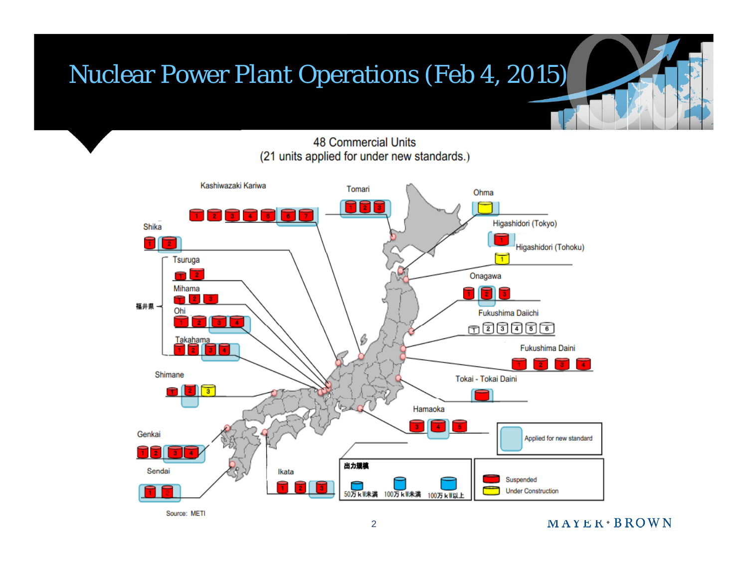# Nuclear Power Plant Operations (Feb 4, 2015)

48 Commercial Units
(21 units applied for under new standards.)

Kashiwazaki Kariwa — 1 2 3 4 5 6 7

Tomari — 1 2 3

Ohma

Shika — 1 2

Higashidori (Tokyo) — 1

Higashidori (Tohoku) — 1

福井県

Tsuruga — 1 2

Mihama — 1 2 3

Ohi — 1 2 3 4

Takahama — 1 2 3 4

Onagawa — 1 2 3

Fukushima Daiichi — 1 2 3 4 5 6

Fukushima Daini — 1 2 3 4

Shimane — 1 2 3

Tokai - Tokai Daini

Hamaoka — 3 4 5

Genkai — 1 2 3 4

Sendai — 1 2

Ikata — 1 2 3

Applied for new standard

出力規模: 50万ｋW未満 / 100万ｋW未満 / 100万ｋW以上

Suspended
Under Construction

Source: METI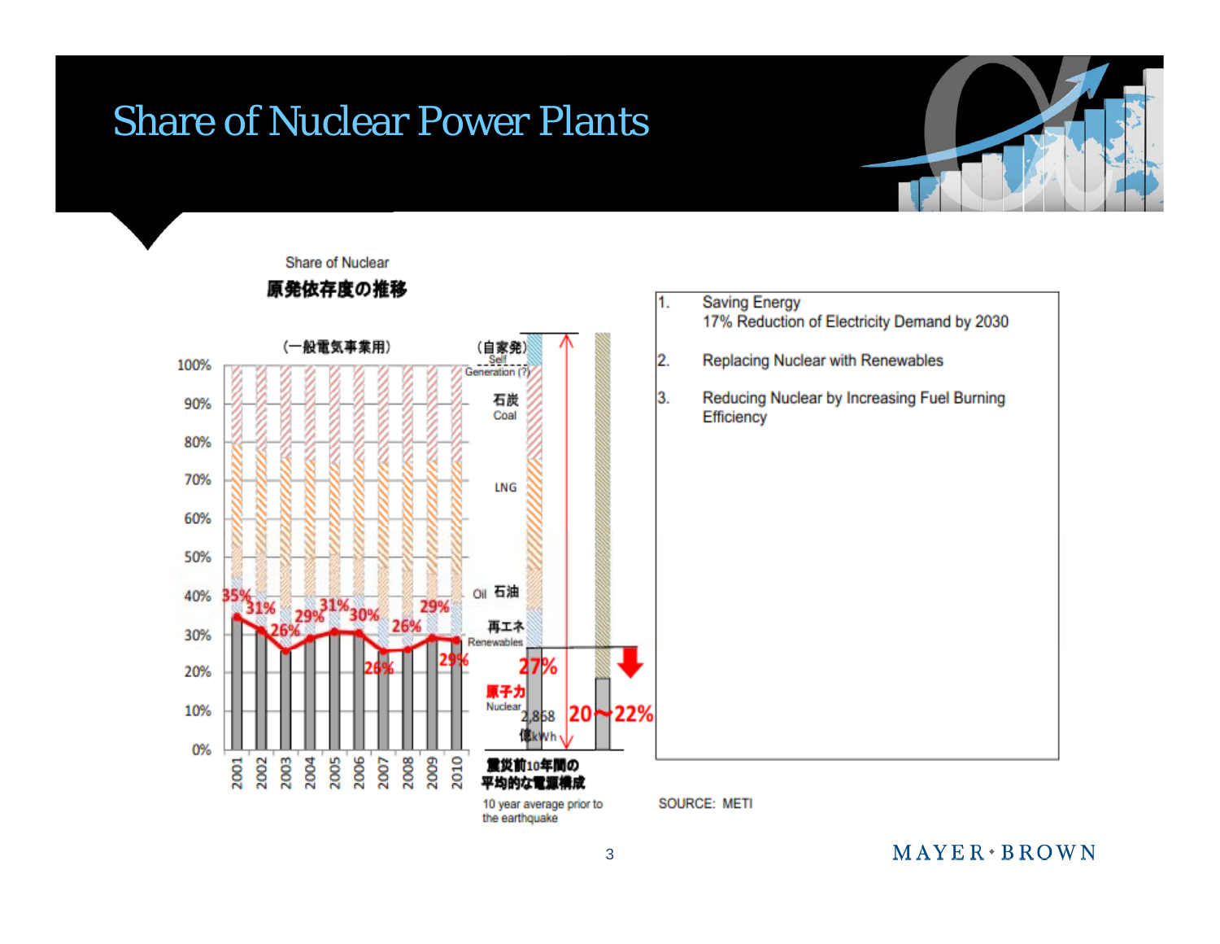# Share of Nuclear Power Plants

Share of Nuclear

**原発依存度の推移**

(一般電気事業用)

| Year | 2001 | 2002 | 2003 | 2004 | 2005 | 2006 | 2007 | 2008 | 2009 | 2010 |
|---|---|---|---|---|---|---|---|---|---|---|
| Share of Nuclear | 35% | 31% | 26% | 29% | 31% | 30% | 26% | 26% | 29% | 29% |

(自家発) Self Generation (?)

石炭 Coal

LNG

Oil 石油

再エネ Renewables

原子力 Nuclear

27%

2,868 億kWh

20〜22%

震災前10年間の平均的な電源構成

10 year average prior to the earthquake

1. Saving Energy
   17% Reduction of Electricity Demand by 2030
2. Replacing Nuclear with Renewables
3. Reducing Nuclear by Increasing Fuel Burning Efficiency

SOURCE: METI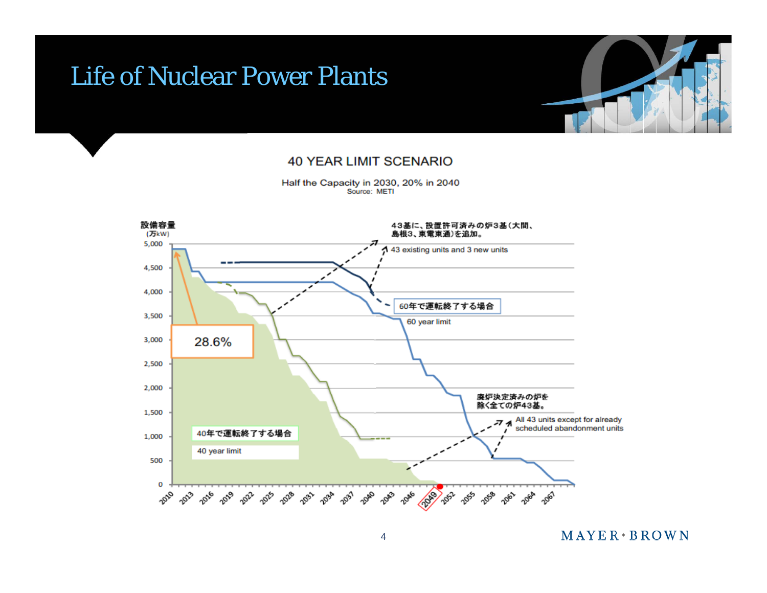# Life of Nuclear Power Plants

## 40 YEAR LIMIT SCENARIO

Half the Capacity in 2030, 20% in 2040

Source: METI

設備容量
(万kW)

5,000
4,500
4,000
3,500
3,000
2,500
2,000
1,500
1,000
500
0

2010 2013 2016 2019 2022 2025 2028 2031 2034 2037 2040 2043 2046 2049 2052 2055 2058 2061 2064 2067

43基に、設置許可済みの炉3基（大間、島根3、東電東通）を追加。

43 existing units and 3 new units

60年で運転終了する場合

60 year limit

28.6%

廃炉決定済みの炉を除く全ての炉43基。

All 43 units except for already scheduled abandonment units

40年で運転終了する場合

40 year limit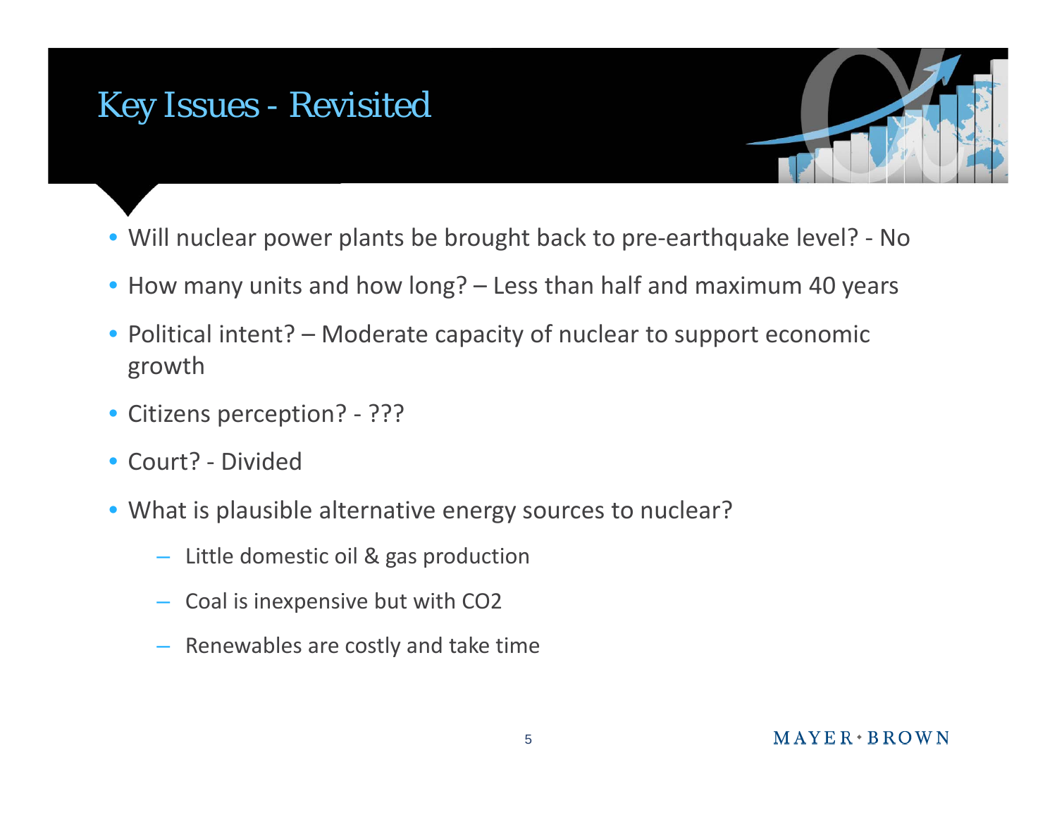# Key Issues - Revisited

- Will nuclear power plants be brought back to pre-earthquake level? - No
- How many units and how long? – Less than half and maximum 40 years
- Political intent? – Moderate capacity of nuclear to support economic growth
- Citizens perception? - ???
- Court? - Divided
- What is plausible alternative energy sources to nuclear?
  - Little domestic oil & gas production
  - Coal is inexpensive but with $CO_2$
  - Renewables are costly and take time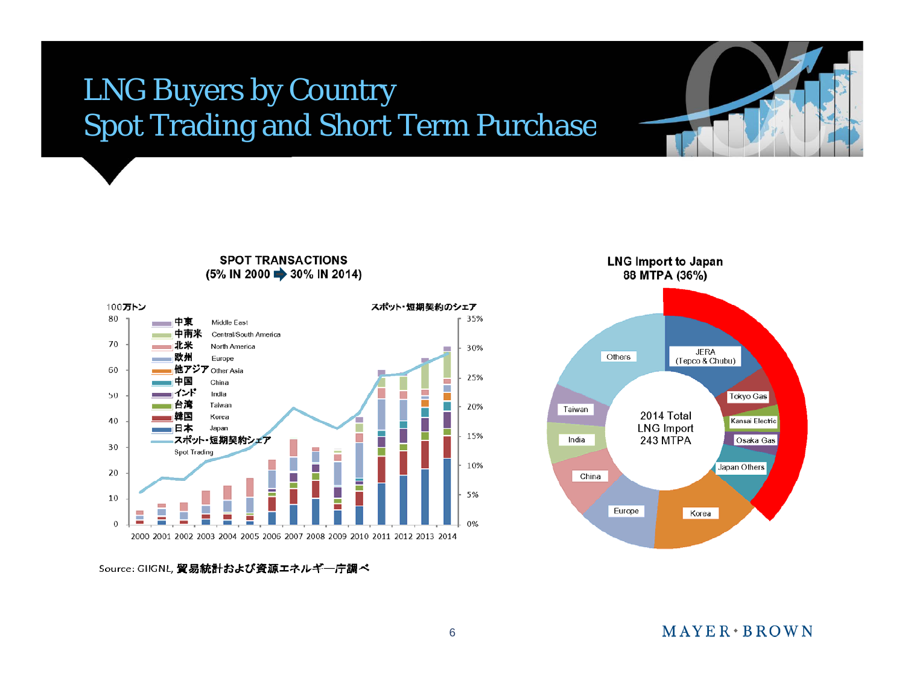# LNG Buyers by Country
## Spot Trading and Short Term Purchase

**SPOT TRANSACTIONS**
**(5% IN 2000 ➡ 30% IN 2014)**

100万トン

スポット・短期契約のシェア

- 中東 Middle East
- 中南米 Central/South America
- 北米 North America
- 欧州 Europe
- 他アジア Other Asia
- 中国 China
- インド India
- 台湾 Taiwan
- 韓国 Korea
- 日本 Japan
- スポット・短期契約シェア Spot Trading

2000 2001 2002 2003 2004 2005 2006 2007 2008 2009 2010 2011 2012 2013 2014

Source: GIIGNL, 貿易統計および資源エネルギー庁調べ

**LNG Import to Japan**
**88 MTPA (36%)**

2014 Total LNG Import 243 MTPA

- JERA (Tepco & Chubu)
- Tokyo Gas
- Kansai Electric
- Osaka Gas
- Japan Others
- Korea
- Europe
- China
- India
- Taiwan
- Others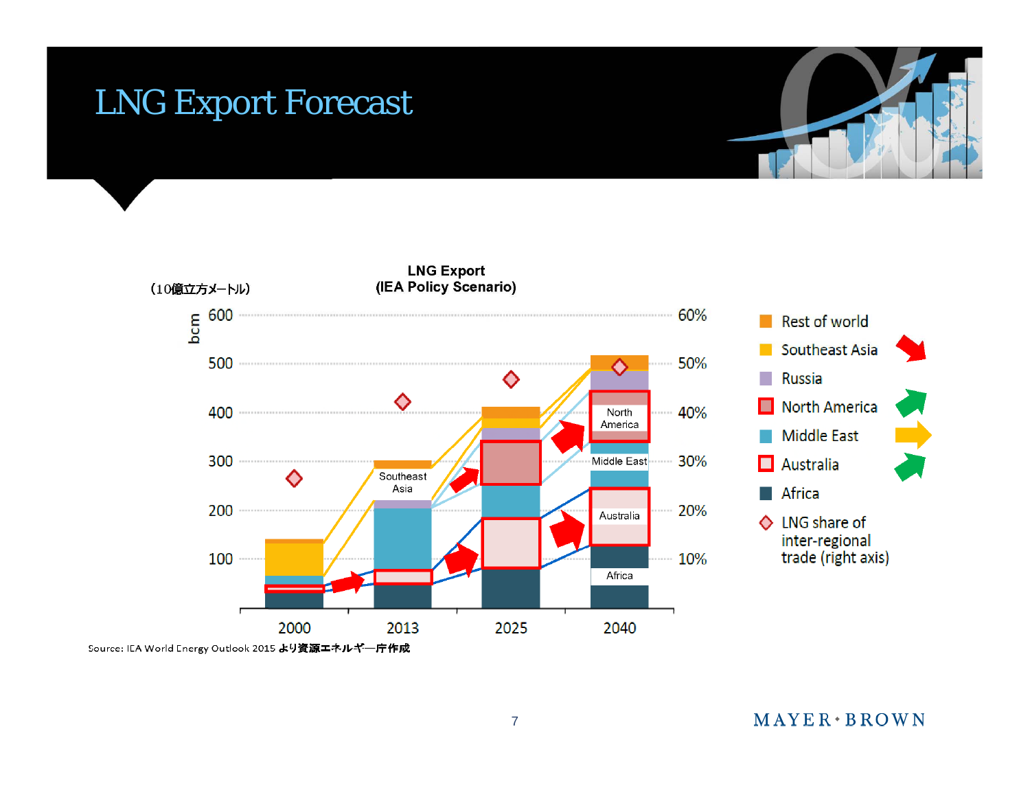# LNG Export Forecast

**LNG Export**
**(IEA Policy Scenario)**

（10億立方メートル）

bcm

600 / 500 / 400 / 300 / 200 / 100

60% / 50% / 40% / 30% / 20% / 10%

2000 | 2013 | 2025 | 2040

Southeast Asia

North America

Middle East

Australia

Africa

- Rest of world
- Southeast Asia
- Russia
- North America
- Middle East
- Australia
- Africa
- LNG share of inter-regional trade (right axis)

Source: IEA World Energy Outlook 2015 より資源エネルギー庁作成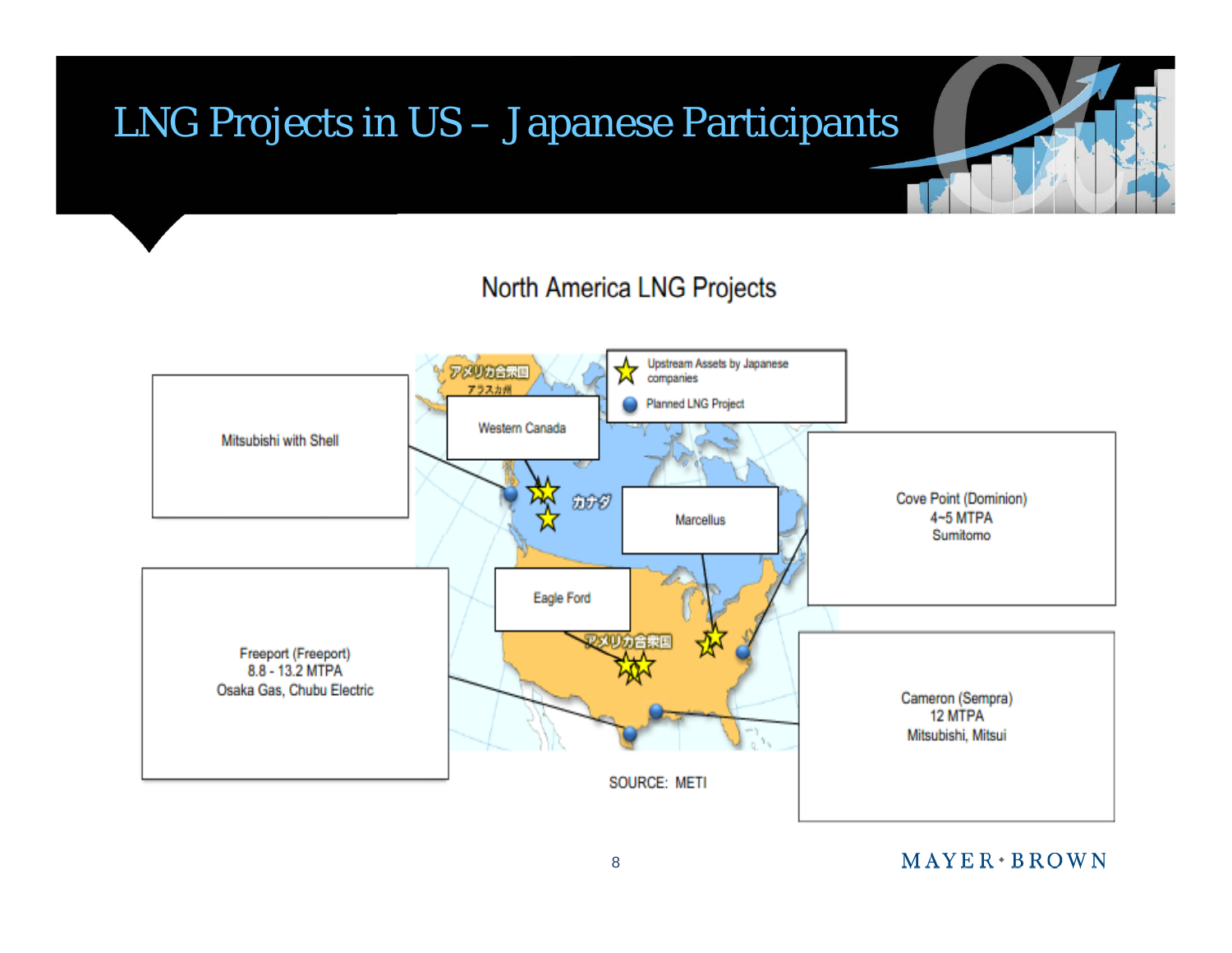# LNG Projects in US – Japanese Participants

## North America LNG Projects

Upstream Assets by Japanese companies

Planned LNG Project

Mitsubishi with Shell

Western Canada

Marcellus

Eagle Ford

Cove Point (Dominion)
4~5 MTPA
Sumitomo

Freeport (Freeport)
8.8 - 13.2 MTPA
Osaka Gas, Chubu Electric

Cameron (Sempra)
12 MTPA
Mitsubishi, Mitsui

アメリカ合衆国
アラスカ州
カナダ
アメリカ合衆国

SOURCE: METI

MAYER • BROWN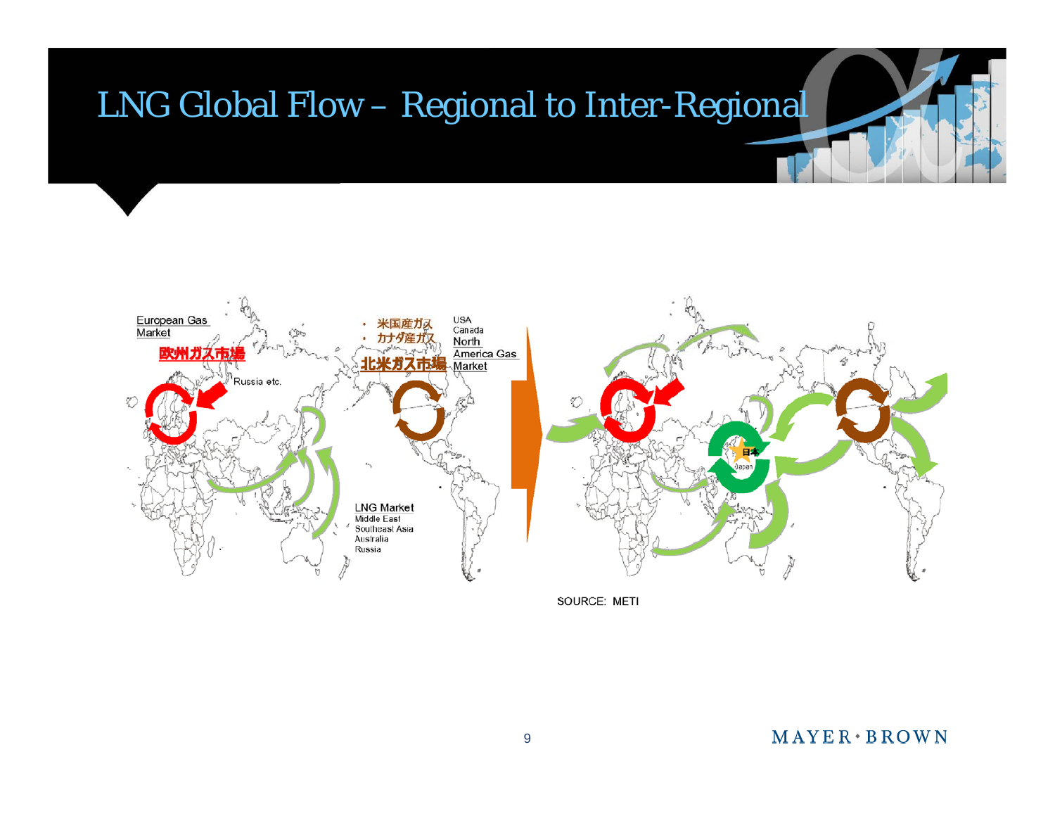# LNG Global Flow – Regional to Inter-Regional

European Gas Market
欧州ガス市場
Russia etc.

・米国産ガス
・カナダ産ガス
北米ガス市場

USA
Canada
North America Gas Market

LNG Market
Middle East
Southeast Asia
Australia
Russia

日本
Japan

SOURCE: METI